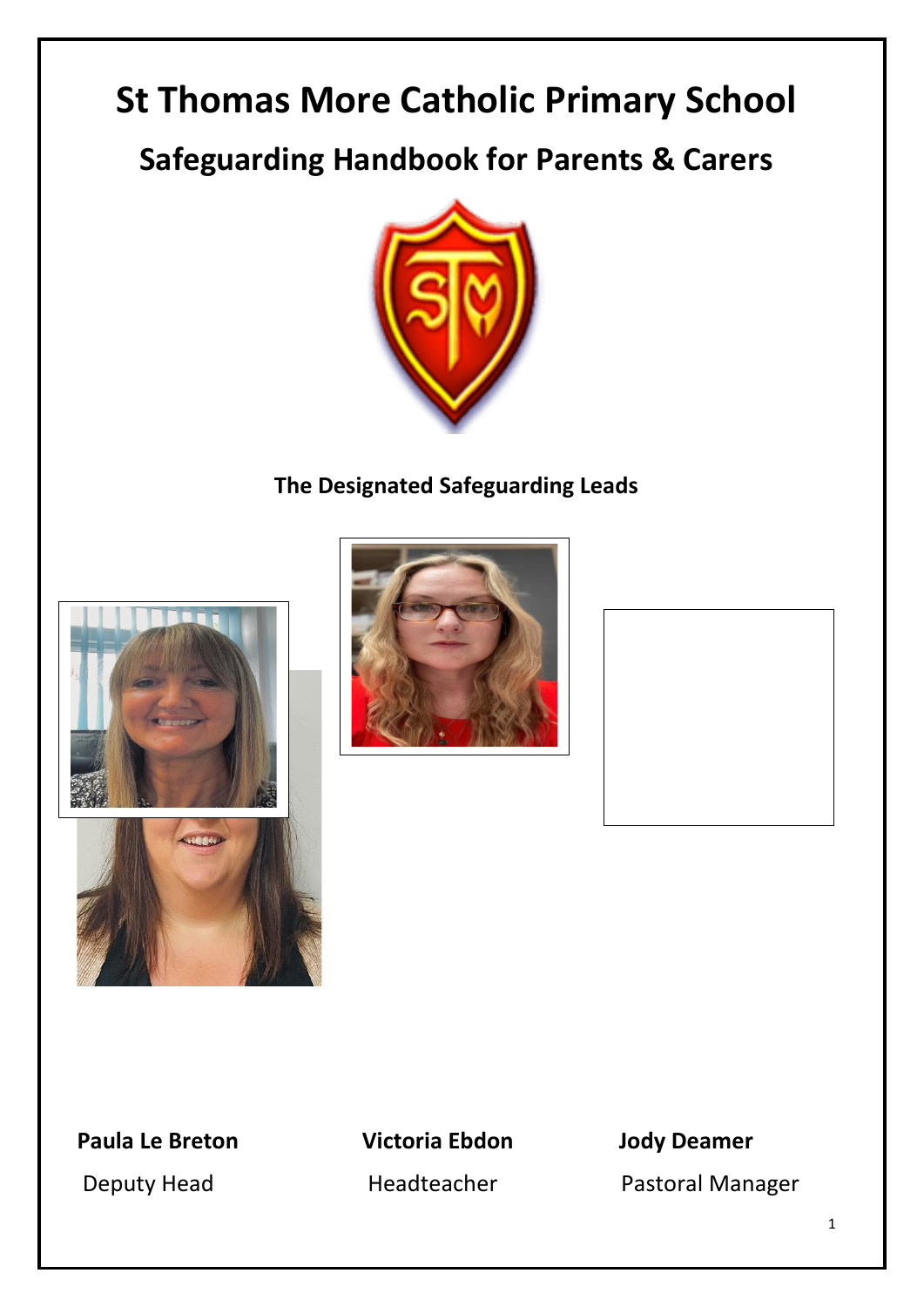# St Thomas More Catholic Primary School

## Safeguarding Handbook for Parents & Carers

**The Designated Safeguarding Leads**

**Paula Le Breton**
Deputy Head

**Victoria Ebdon**
Headteacher

**Jody Deamer**
Pastoral Manager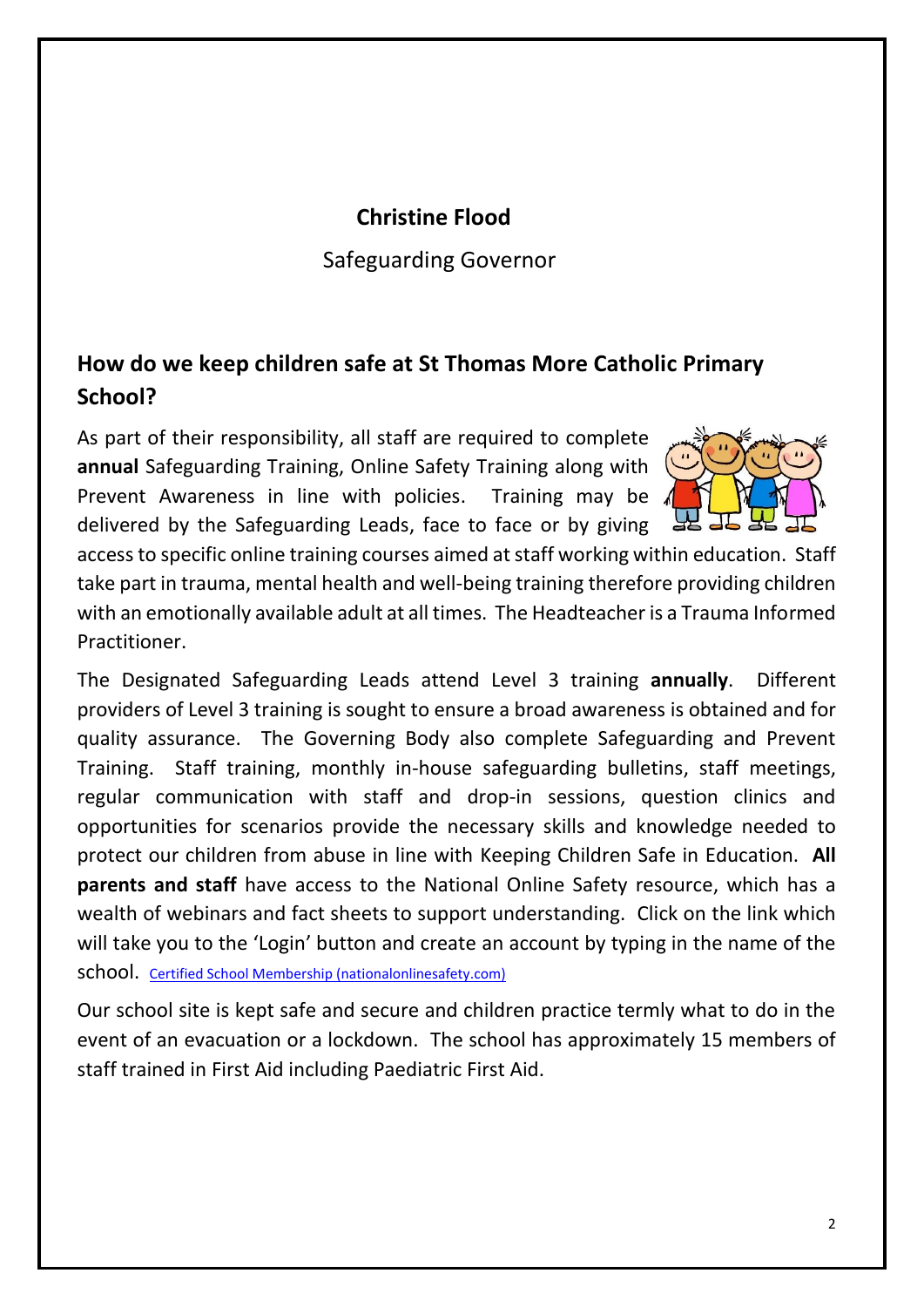**Christine Flood**

Safeguarding Governor

## How do we keep children safe at St Thomas More Catholic Primary School?

As part of their responsibility, all staff are required to complete **annual** Safeguarding Training, Online Safety Training along with Prevent Awareness in line with policies. Training may be delivered by the Safeguarding Leads, face to face or by giving access to specific online training courses aimed at staff working within education. Staff take part in trauma, mental health and well-being training therefore providing children with an emotionally available adult at all times. The Headteacher is a Trauma Informed Practitioner.

The Designated Safeguarding Leads attend Level 3 training **annually**. Different providers of Level 3 training is sought to ensure a broad awareness is obtained and for quality assurance. The Governing Body also complete Safeguarding and Prevent Training. Staff training, monthly in-house safeguarding bulletins, staff meetings, regular communication with staff and drop-in sessions, question clinics and opportunities for scenarios provide the necessary skills and knowledge needed to protect our children from abuse in line with Keeping Children Safe in Education. **All parents and staff** have access to the National Online Safety resource, which has a wealth of webinars and fact sheets to support understanding. Click on the link which will take you to the 'Login' button and create an account by typing in the name of the school. Certified School Membership (nationalonlinesafety.com)

Our school site is kept safe and secure and children practice termly what to do in the event of an evacuation or a lockdown. The school has approximately 15 members of staff trained in First Aid including Paediatric First Aid.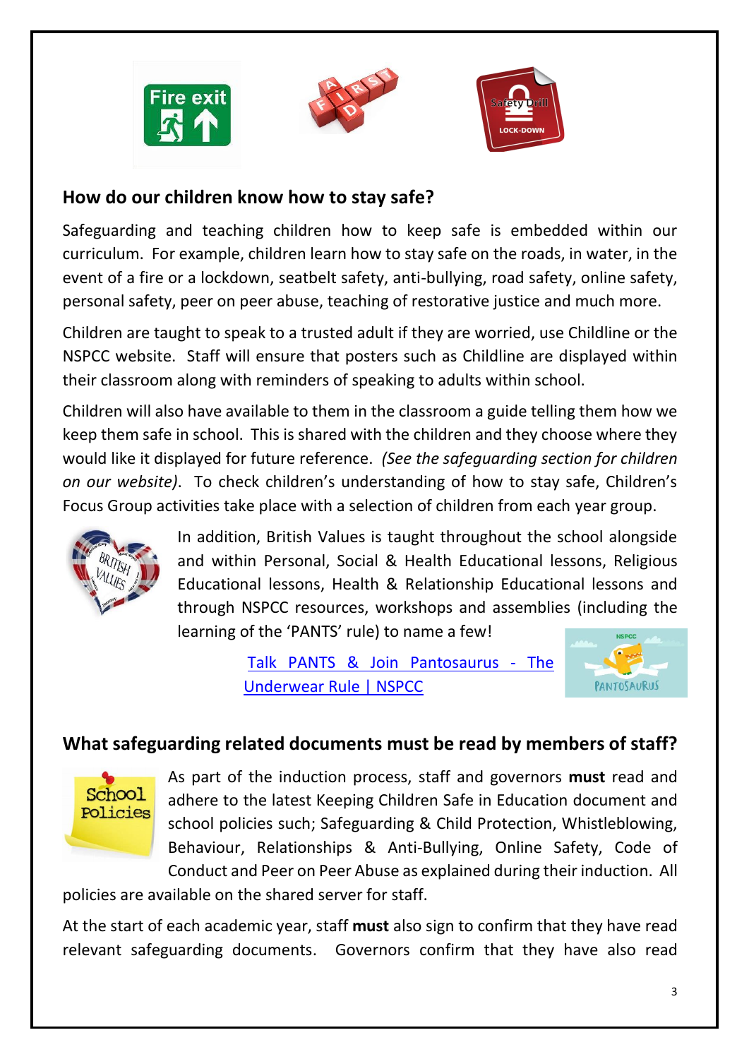## How do our children know how to stay safe?

Safeguarding and teaching children how to keep safe is embedded within our curriculum. For example, children learn how to stay safe on the roads, in water, in the event of a fire or a lockdown, seatbelt safety, anti-bullying, road safety, online safety, personal safety, peer on peer abuse, teaching of restorative justice and much more.

Children are taught to speak to a trusted adult if they are worried, use Childline or the NSPCC website. Staff will ensure that posters such as Childline are displayed within their classroom along with reminders of speaking to adults within school.

Children will also have available to them in the classroom a guide telling them how we keep them safe in school. This is shared with the children and they choose where they would like it displayed for future reference. *(See the safeguarding section for children on our website)*. To check children's understanding of how to stay safe, Children's Focus Group activities take place with a selection of children from each year group.

In addition, British Values is taught throughout the school alongside and within Personal, Social & Health Educational lessons, Religious Educational lessons, Health & Relationship Educational lessons and through NSPCC resources, workshops and assemblies (including the learning of the 'PANTS' rule) to name a few!

[Talk PANTS & Join Pantosaurus - The Underwear Rule | NSPCC]

## What safeguarding related documents must be read by members of staff?

As part of the induction process, staff and governors **must** read and adhere to the latest Keeping Children Safe in Education document and school policies such; Safeguarding & Child Protection, Whistleblowing, Behaviour, Relationships & Anti-Bullying, Online Safety, Code of Conduct and Peer on Peer Abuse as explained during their induction. All policies are available on the shared server for staff.

At the start of each academic year, staff **must** also sign to confirm that they have read relevant safeguarding documents. Governors confirm that they have also read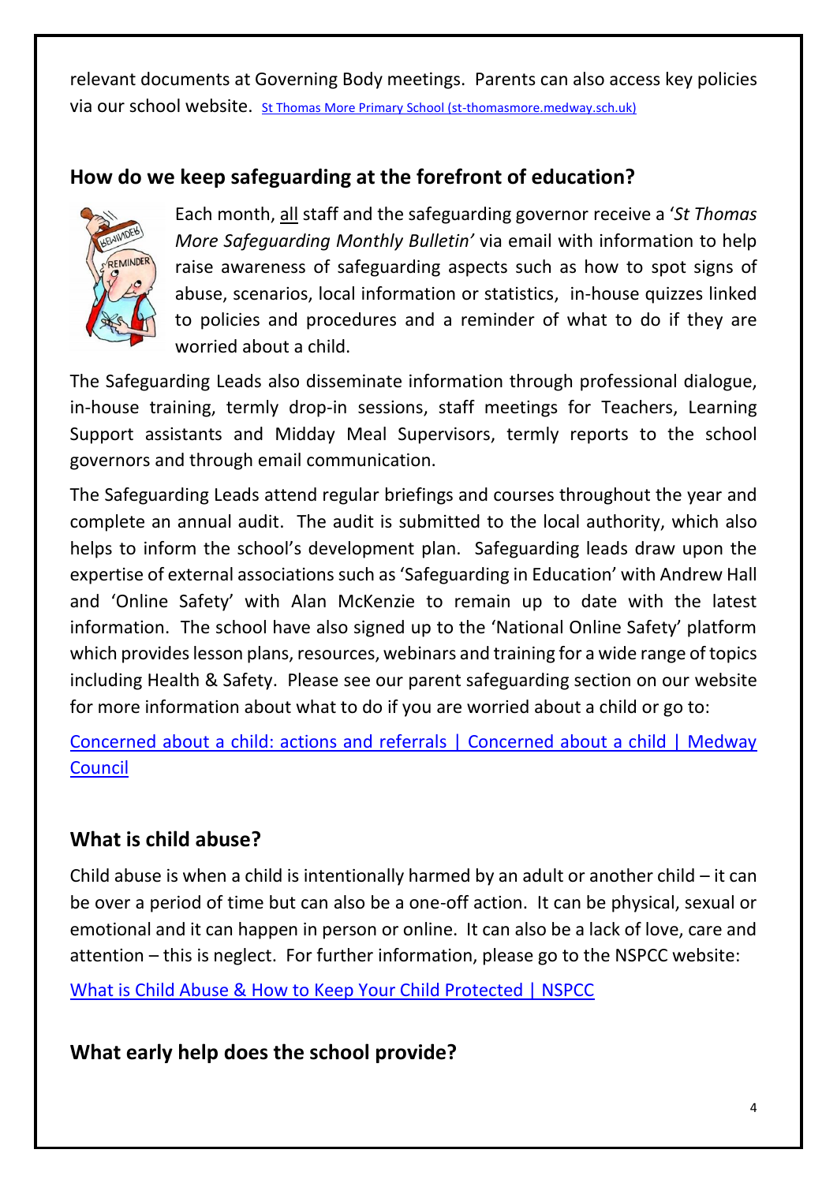relevant documents at Governing Body meetings. Parents can also access key policies via our school website. [St Thomas More Primary School (st-thomasmore.medway.sch.uk)](st-thomasmore.medway.sch.uk)

## How do we keep safeguarding at the forefront of education?

Each month, all staff and the safeguarding governor receive a '*St Thomas More Safeguarding Monthly Bulletin'* via email with information to help raise awareness of safeguarding aspects such as how to spot signs of abuse, scenarios, local information or statistics, in-house quizzes linked to policies and procedures and a reminder of what to do if they are worried about a child.

The Safeguarding Leads also disseminate information through professional dialogue, in-house training, termly drop-in sessions, staff meetings for Teachers, Learning Support assistants and Midday Meal Supervisors, termly reports to the school governors and through email communication.

The Safeguarding Leads attend regular briefings and courses throughout the year and complete an annual audit. The audit is submitted to the local authority, which also helps to inform the school's development plan. Safeguarding leads draw upon the expertise of external associations such as 'Safeguarding in Education' with Andrew Hall and 'Online Safety' with Alan McKenzie to remain up to date with the latest information. The school have also signed up to the 'National Online Safety' platform which provides lesson plans, resources, webinars and training for a wide range of topics including Health & Safety. Please see our parent safeguarding section on our website for more information about what to do if you are worried about a child or go to:

Concerned about a child: actions and referrals | Concerned about a child | Medway Council

## What is child abuse?

Child abuse is when a child is intentionally harmed by an adult or another child – it can be over a period of time but can also be a one-off action. It can be physical, sexual or emotional and it can happen in person or online. It can also be a lack of love, care and attention – this is neglect. For further information, please go to the NSPCC website:

What is Child Abuse & How to Keep Your Child Protected | NSPCC

## What early help does the school provide?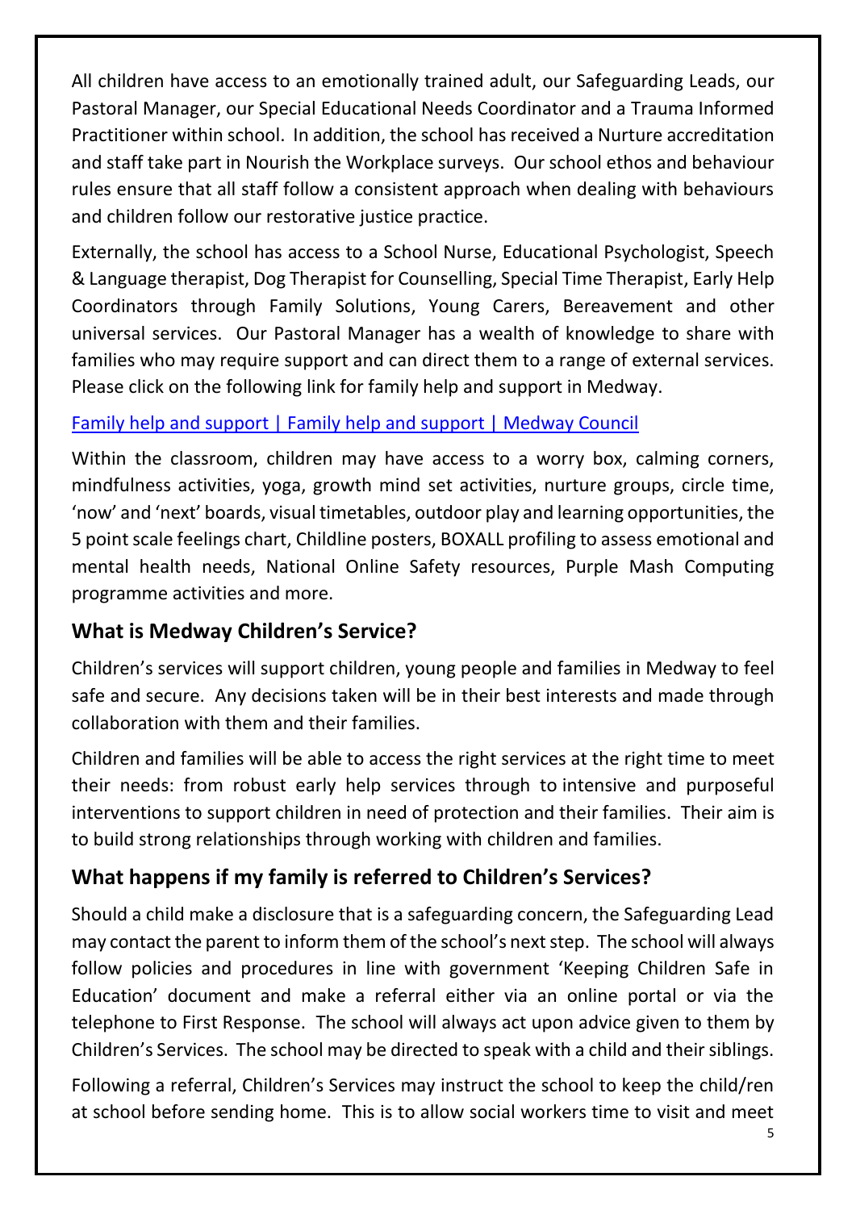All children have access to an emotionally trained adult, our Safeguarding Leads, our Pastoral Manager, our Special Educational Needs Coordinator and a Trauma Informed Practitioner within school. In addition, the school has received a Nurture accreditation and staff take part in Nourish the Workplace surveys. Our school ethos and behaviour rules ensure that all staff follow a consistent approach when dealing with behaviours and children follow our restorative justice practice.

Externally, the school has access to a School Nurse, Educational Psychologist, Speech & Language therapist, Dog Therapist for Counselling, Special Time Therapist, Early Help Coordinators through Family Solutions, Young Carers, Bereavement and other universal services. Our Pastoral Manager has a wealth of knowledge to share with families who may require support and can direct them to a range of external services. Please click on the following link for family help and support in Medway.

Family help and support | Family help and support | Medway Council

Within the classroom, children may have access to a worry box, calming corners, mindfulness activities, yoga, growth mind set activities, nurture groups, circle time, 'now' and 'next' boards, visual timetables, outdoor play and learning opportunities, the 5 point scale feelings chart, Childline posters, BOXALL profiling to assess emotional and mental health needs, National Online Safety resources, Purple Mash Computing programme activities and more.

## What is Medway Children's Service?

Children's services will support children, young people and families in Medway to feel safe and secure. Any decisions taken will be in their best interests and made through collaboration with them and their families.

Children and families will be able to access the right services at the right time to meet their needs: from robust early help services through to intensive and purposeful interventions to support children in need of protection and their families. Their aim is to build strong relationships through working with children and families.

## What happens if my family is referred to Children's Services?

Should a child make a disclosure that is a safeguarding concern, the Safeguarding Lead may contact the parent to inform them of the school's next step. The school will always follow policies and procedures in line with government 'Keeping Children Safe in Education' document and make a referral either via an online portal or via the telephone to First Response. The school will always act upon advice given to them by Children's Services. The school may be directed to speak with a child and their siblings.

Following a referral, Children's Services may instruct the school to keep the child/ren at school before sending home. This is to allow social workers time to visit and meet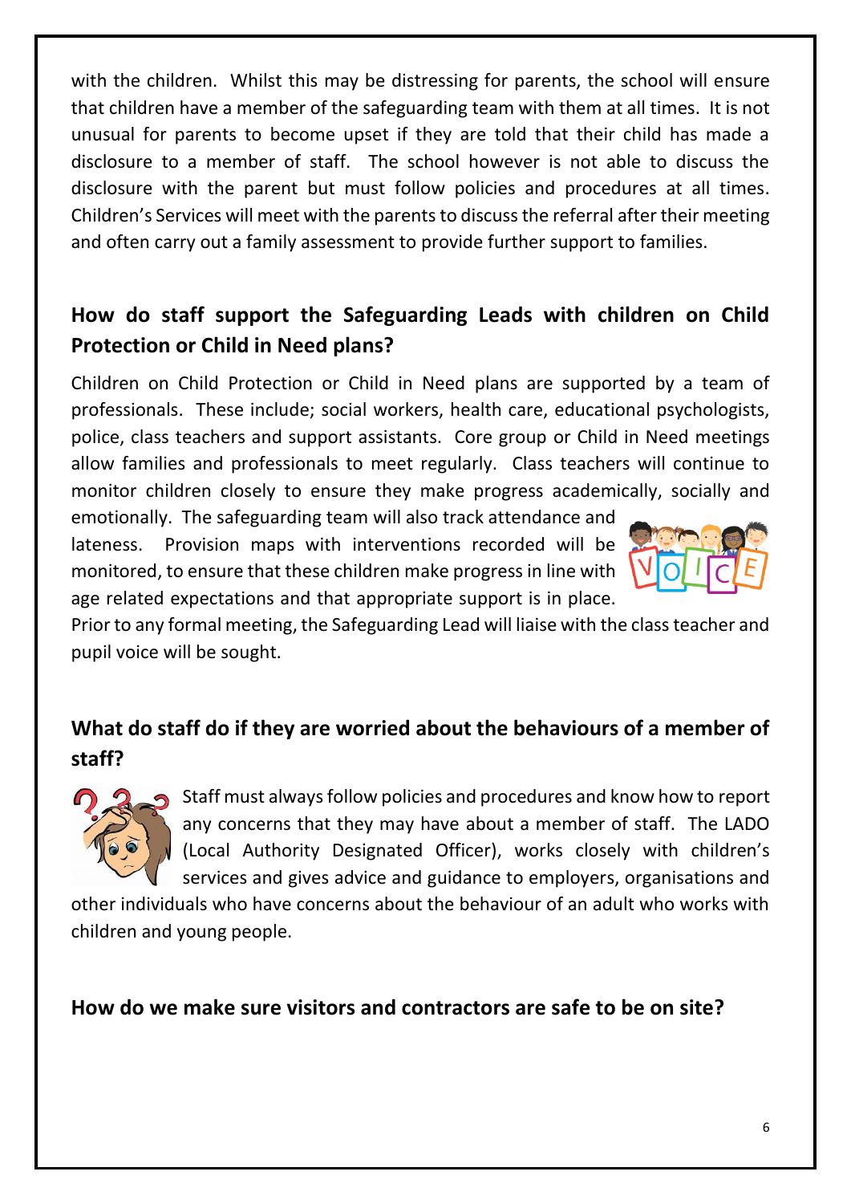with the children. Whilst this may be distressing for parents, the school will ensure that children have a member of the safeguarding team with them at all times. It is not unusual for parents to become upset if they are told that their child has made a disclosure to a member of staff. The school however is not able to discuss the disclosure with the parent but must follow policies and procedures at all times. Children's Services will meet with the parents to discuss the referral after their meeting and often carry out a family assessment to provide further support to families.

## How do staff support the Safeguarding Leads with children on Child Protection or Child in Need plans?

Children on Child Protection or Child in Need plans are supported by a team of professionals. These include; social workers, health care, educational psychologists, police, class teachers and support assistants. Core group or Child in Need meetings allow families and professionals to meet regularly. Class teachers will continue to monitor children closely to ensure they make progress academically, socially and emotionally. The safeguarding team will also track attendance and lateness. Provision maps with interventions recorded will be monitored, to ensure that these children make progress in line with age related expectations and that appropriate support is in place. Prior to any formal meeting, the Safeguarding Lead will liaise with the class teacher and pupil voice will be sought.

## What do staff do if they are worried about the behaviours of a member of staff?

Staff must always follow policies and procedures and know how to report any concerns that they may have about a member of staff. The LADO (Local Authority Designated Officer), works closely with children's services and gives advice and guidance to employers, organisations and other individuals who have concerns about the behaviour of an adult who works with children and young people.

## How do we make sure visitors and contractors are safe to be on site?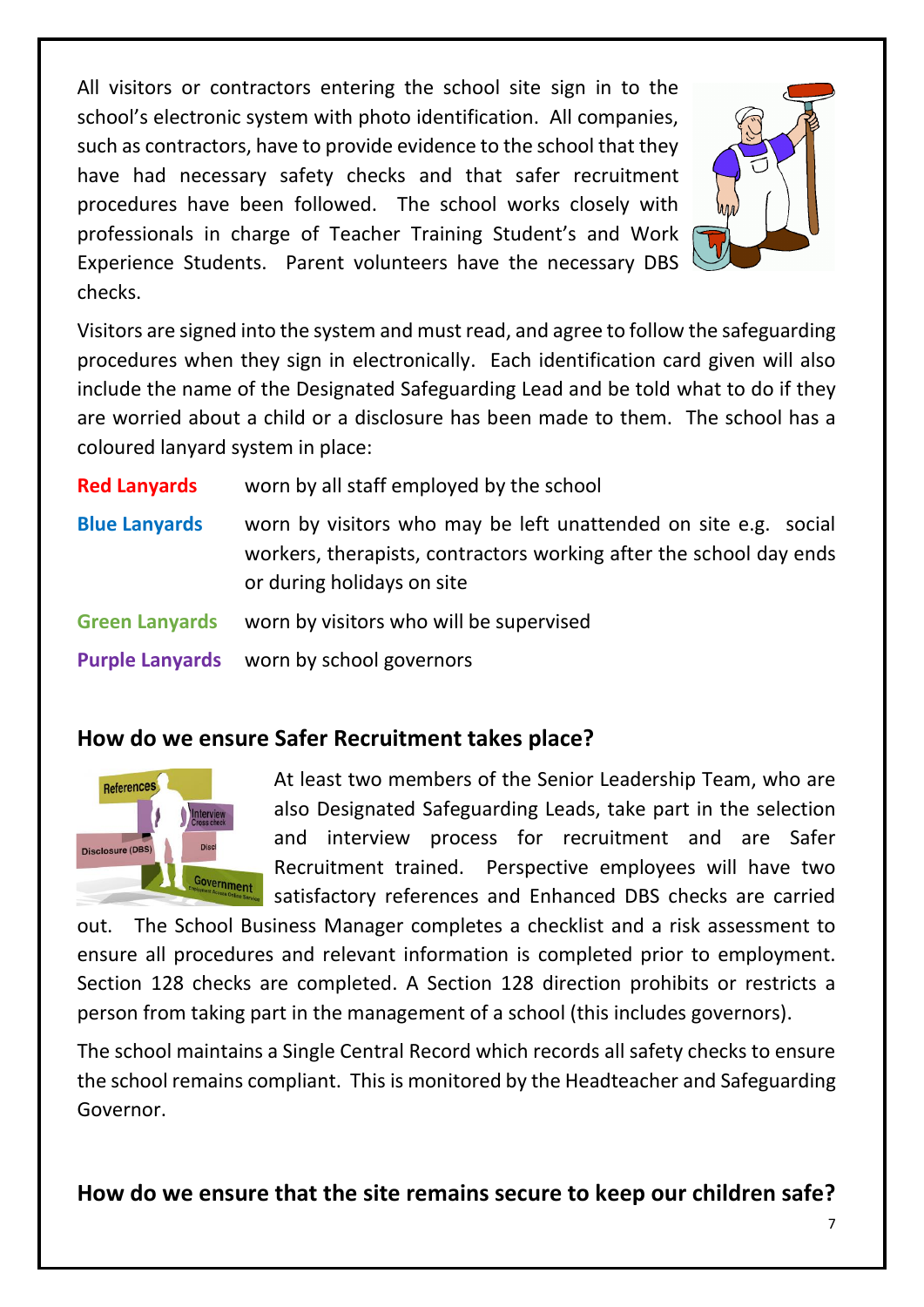All visitors or contractors entering the school site sign in to the school's electronic system with photo identification. All companies, such as contractors, have to provide evidence to the school that they have had necessary safety checks and that safer recruitment procedures have been followed. The school works closely with professionals in charge of Teacher Training Student's and Work Experience Students. Parent volunteers have the necessary DBS checks.

Visitors are signed into the system and must read, and agree to follow the safeguarding procedures when they sign in electronically. Each identification card given will also include the name of the Designated Safeguarding Lead and be told what to do if they are worried about a child or a disclosure has been made to them. The school has a coloured lanyard system in place:

| | |
|---|---|
| **Red Lanyards** | worn by all staff employed by the school |
| **Blue Lanyards** | worn by visitors who may be left unattended on site e.g. social workers, therapists, contractors working after the school day ends or during holidays on site |
| **Green Lanyards** | worn by visitors who will be supervised |
| **Purple Lanyards** | worn by school governors |

## How do we ensure Safer Recruitment takes place?

At least two members of the Senior Leadership Team, who are also Designated Safeguarding Leads, take part in the selection and interview process for recruitment and are Safer Recruitment trained. Perspective employees will have two satisfactory references and Enhanced DBS checks are carried out. The School Business Manager completes a checklist and a risk assessment to ensure all procedures and relevant information is completed prior to employment. Section 128 checks are completed. A Section 128 direction prohibits or restricts a person from taking part in the management of a school (this includes governors).

The school maintains a Single Central Record which records all safety checks to ensure the school remains compliant. This is monitored by the Headteacher and Safeguarding Governor.

## How do we ensure that the site remains secure to keep our children safe?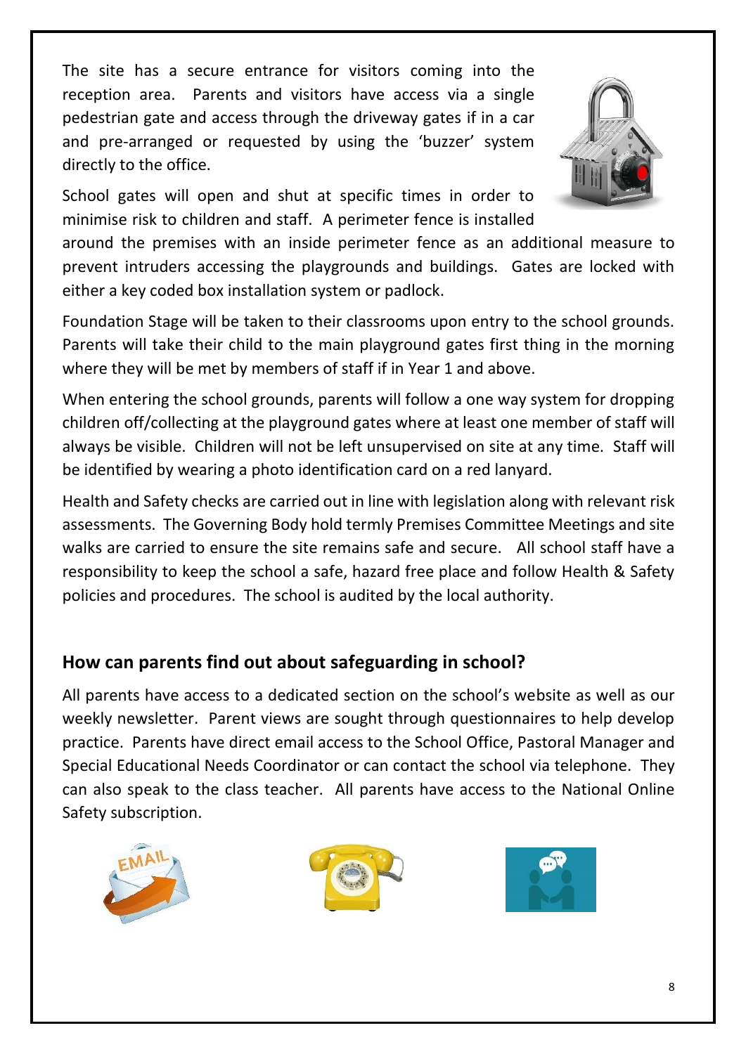The site has a secure entrance for visitors coming into the reception area. Parents and visitors have access via a single pedestrian gate and access through the driveway gates if in a car and pre-arranged or requested by using the 'buzzer' system directly to the office.

School gates will open and shut at specific times in order to minimise risk to children and staff. A perimeter fence is installed around the premises with an inside perimeter fence as an additional measure to prevent intruders accessing the playgrounds and buildings. Gates are locked with either a key coded box installation system or padlock.

Foundation Stage will be taken to their classrooms upon entry to the school grounds. Parents will take their child to the main playground gates first thing in the morning where they will be met by members of staff if in Year 1 and above.

When entering the school grounds, parents will follow a one way system for dropping children off/collecting at the playground gates where at least one member of staff will always be visible. Children will not be left unsupervised on site at any time. Staff will be identified by wearing a photo identification card on a red lanyard.

Health and Safety checks are carried out in line with legislation along with relevant risk assessments. The Governing Body hold termly Premises Committee Meetings and site walks are carried to ensure the site remains safe and secure. All school staff have a responsibility to keep the school a safe, hazard free place and follow Health & Safety policies and procedures. The school is audited by the local authority.

## How can parents find out about safeguarding in school?

All parents have access to a dedicated section on the school's website as well as our weekly newsletter. Parent views are sought through questionnaires to help develop practice. Parents have direct email access to the School Office, Pastoral Manager and Special Educational Needs Coordinator or can contact the school via telephone. They can also speak to the class teacher. All parents have access to the National Online Safety subscription.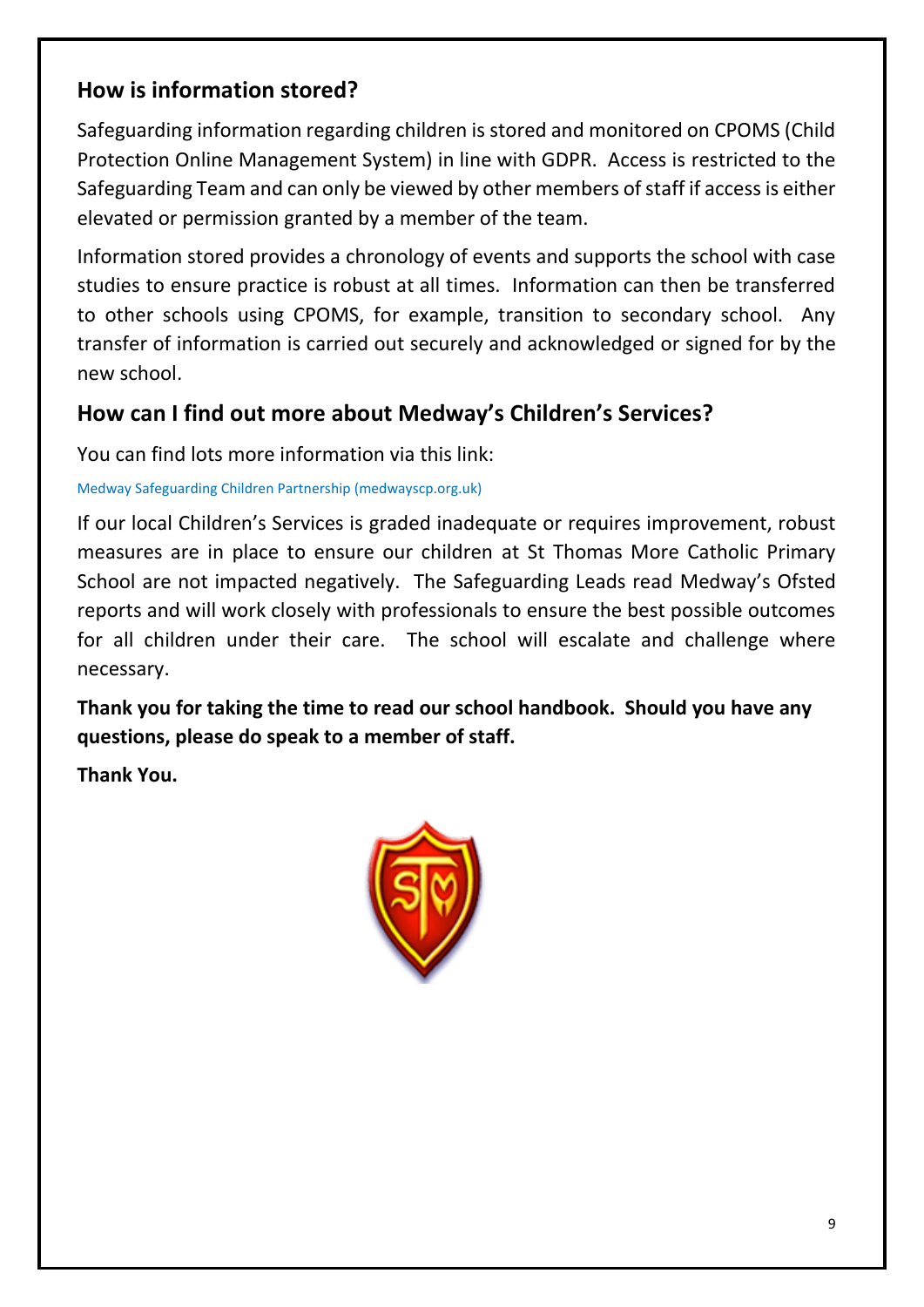## How is information stored?

Safeguarding information regarding children is stored and monitored on CPOMS (Child Protection Online Management System) in line with GDPR. Access is restricted to the Safeguarding Team and can only be viewed by other members of staff if access is either elevated or permission granted by a member of the team.

Information stored provides a chronology of events and supports the school with case studies to ensure practice is robust at all times. Information can then be transferred to other schools using CPOMS, for example, transition to secondary school. Any transfer of information is carried out securely and acknowledged or signed for by the new school.

## How can I find out more about Medway's Children's Services?

You can find lots more information via this link:

Medway Safeguarding Children Partnership (medwayscp.org.uk)

If our local Children's Services is graded inadequate or requires improvement, robust measures are in place to ensure our children at St Thomas More Catholic Primary School are not impacted negatively. The Safeguarding Leads read Medway's Ofsted reports and will work closely with professionals to ensure the best possible outcomes for all children under their care. The school will escalate and challenge where necessary.

**Thank you for taking the time to read our school handbook. Should you have any questions, please do speak to a member of staff.**

**Thank You.**